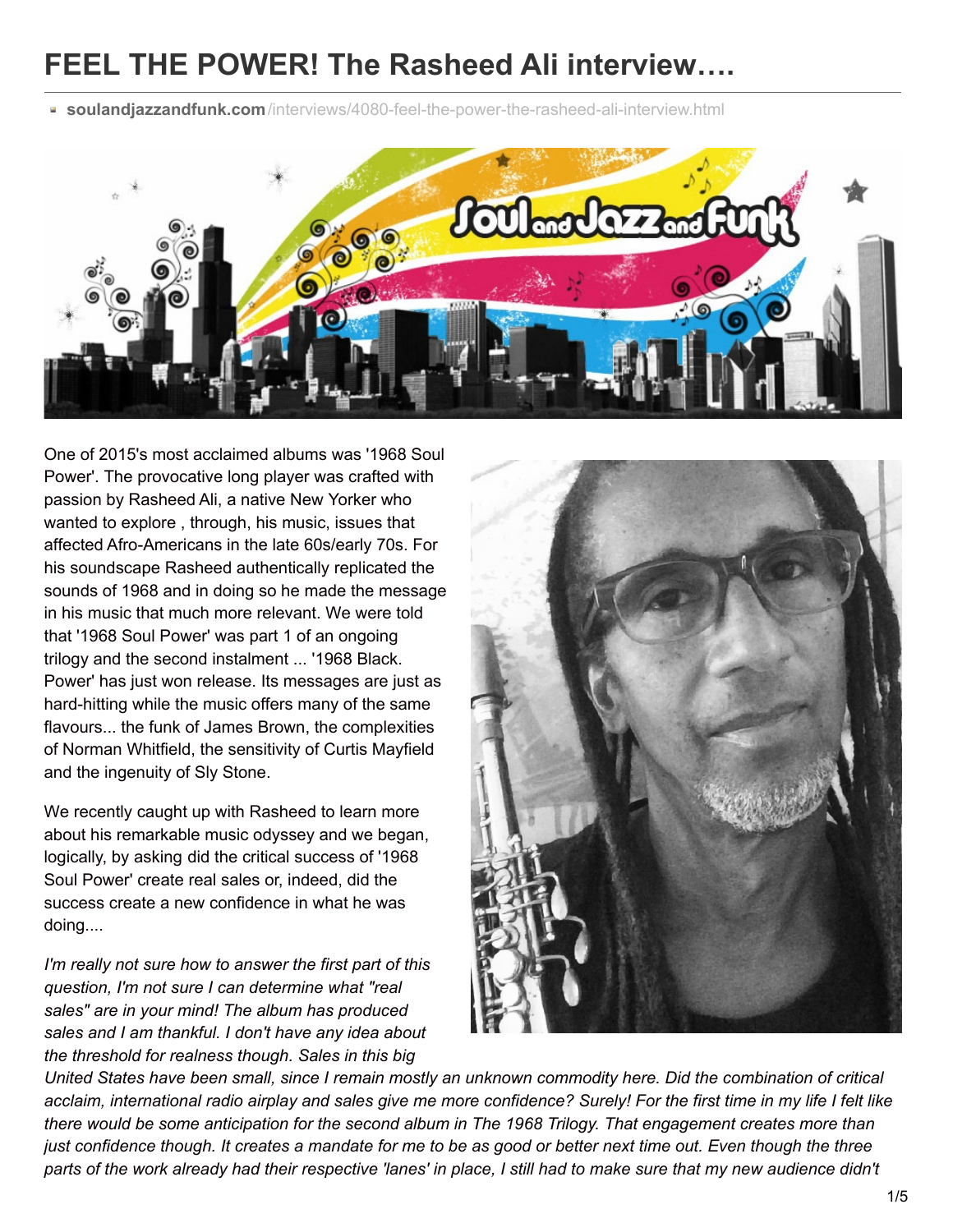# FEEL THE POWER! The Rasheed Ali interview….

soulandjazzandfunk.com/interviews/4080-feel-the-power-the-rasheed-ali-interview.html

One of 2015's most acclaimed albums was '1968 Soul Power'. The provocative long player was crafted with passion by Rasheed Ali, a native New Yorker who wanted to explore , through, his music, issues that affected Afro-Americans in the late 60s/early 70s. For his soundscape Rasheed authentically replicated the sounds of 1968 and in doing so he made the message in his music that much more relevant. We were told that '1968 Soul Power' was part 1 of an ongoing trilogy and the second instalment ... '1968 Black. Power' has just won release. Its messages are just as hard-hitting while the music offers many of the same flavours... the funk of James Brown, the complexities of Norman Whitfield, the sensitivity of Curtis Mayfield and the ingenuity of Sly Stone.

We recently caught up with Rasheed to learn more about his remarkable music odyssey and we began, logically, by asking did the critical success of '1968 Soul Power' create real sales or, indeed, did the success create a new confidence in what he was doing....

*I'm really not sure how to answer the first part of this question, I'm not sure I can determine what "real sales" are in your mind! The album has produced sales and I am thankful. I don't have any idea about the threshold for realness though. Sales in this big United States have been small, since I remain mostly an unknown commodity here. Did the combination of critical acclaim, international radio airplay and sales give me more confidence? Surely! For the first time in my life I felt like there would be some anticipation for the second album in The 1968 Trilogy. That engagement creates more than just confidence though. It creates a mandate for me to be as good or better next time out. Even though the three parts of the work already had their respective 'lanes' in place, I still had to make sure that my new audience didn't*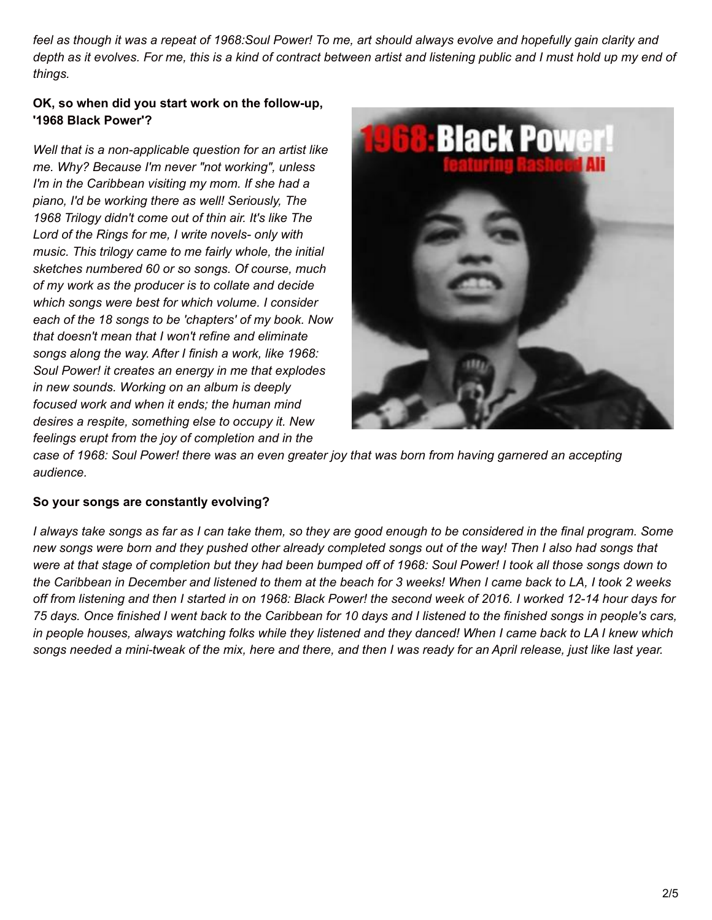*feel as though it was a repeat of 1968:Soul Power! To me, art should always evolve and hopefully gain clarity and depth as it evolves. For me, this is a kind of contract between artist and listening public and I must hold up my end of things.*

**OK, so when did you start work on the follow-up, '1968 Black Power'?**

*Well that is a non-applicable question for an artist like me. Why? Because I'm never "not working", unless I'm in the Caribbean visiting my mom. If she had a piano, I'd be working there as well! Seriously, The 1968 Trilogy didn't come out of thin air. It's like The Lord of the Rings for me, I write novels- only with music. This trilogy came to me fairly whole, the initial sketches numbered 60 or so songs. Of course, much of my work as the producer is to collate and decide which songs were best for which volume. I consider each of the 18 songs to be 'chapters' of my book. Now that doesn't mean that I won't refine and eliminate songs along the way. After I finish a work, like 1968: Soul Power! it creates an energy in me that explodes in new sounds. Working on an album is deeply focused work and when it ends; the human mind desires a respite, something else to occupy it. New feelings erupt from the joy of completion and in the case of 1968: Soul Power! there was an even greater joy that was born from having garnered an accepting audience.*

**So your songs are constantly evolving?**

*I always take songs as far as I can take them, so they are good enough to be considered in the final program. Some new songs were born and they pushed other already completed songs out of the way! Then I also had songs that were at that stage of completion but they had been bumped off of 1968: Soul Power! I took all those songs down to the Caribbean in December and listened to them at the beach for 3 weeks! When I came back to LA, I took 2 weeks off from listening and then I started in on 1968: Black Power! the second week of 2016. I worked 12-14 hour days for 75 days. Once finished I went back to the Caribbean for 10 days and I listened to the finished songs in people's cars, in people houses, always watching folks while they listened and they danced! When I came back to LA I knew which songs needed a mini-tweak of the mix, here and there, and then I was ready for an April release, just like last year.*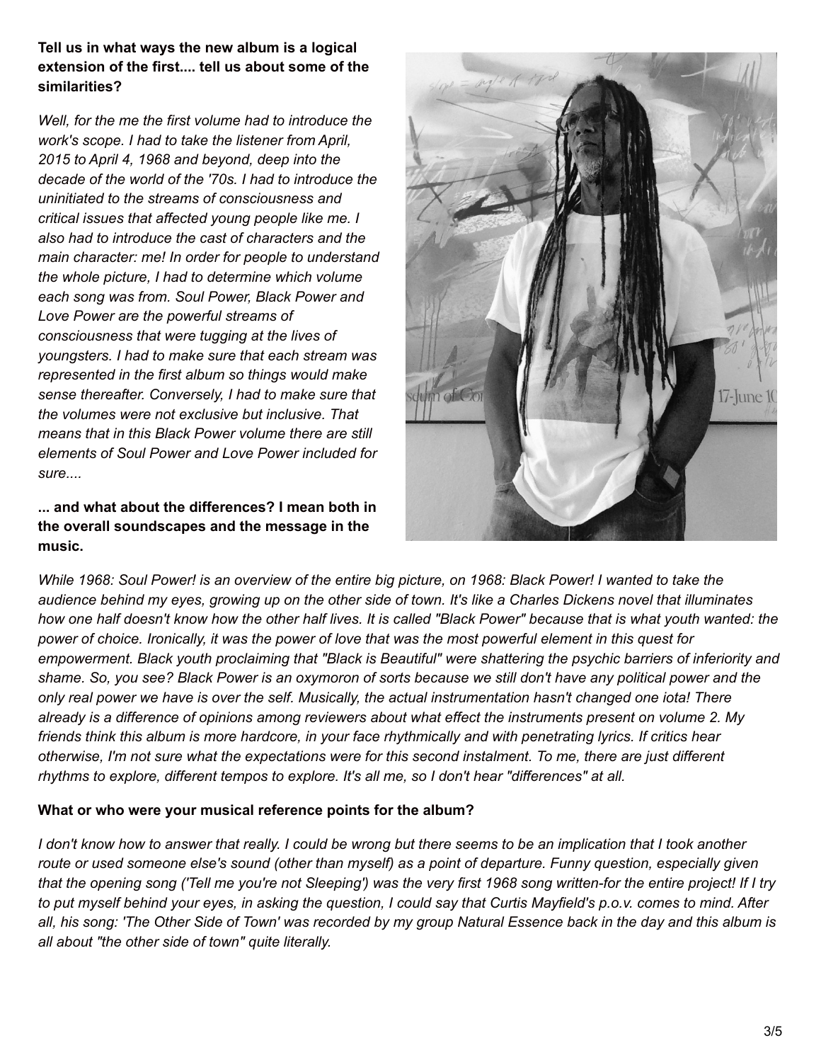**Tell us in what ways the new album is a logical extension of the first.... tell us about some of the similarities?**

*Well, for the me the first volume had to introduce the work's scope. I had to take the listener from April, 2015 to April 4, 1968 and beyond, deep into the decade of the world of the '70s. I had to introduce the uninitiated to the streams of consciousness and critical issues that affected young people like me. I also had to introduce the cast of characters and the main character: me! In order for people to understand the whole picture, I had to determine which volume each song was from. Soul Power, Black Power and Love Power are the powerful streams of consciousness that were tugging at the lives of youngsters. I had to make sure that each stream was represented in the first album so things would make sense thereafter. Conversely, I had to make sure that the volumes were not exclusive but inclusive. That means that in this Black Power volume there are still elements of Soul Power and Love Power included for sure....*

**... and what about the differences? I mean both in the overall soundscapes and the message in the music.**

*While 1968: Soul Power! is an overview of the entire big picture, on 1968: Black Power! I wanted to take the audience behind my eyes, growing up on the other side of town. It's like a Charles Dickens novel that illuminates how one half doesn't know how the other half lives. It is called "Black Power" because that is what youth wanted: the power of choice. Ironically, it was the power of love that was the most powerful element in this quest for empowerment. Black youth proclaiming that "Black is Beautiful" were shattering the psychic barriers of inferiority and shame. So, you see? Black Power is an oxymoron of sorts because we still don't have any political power and the only real power we have is over the self. Musically, the actual instrumentation hasn't changed one iota! There already is a difference of opinions among reviewers about what effect the instruments present on volume 2. My friends think this album is more hardcore, in your face rhythmically and with penetrating lyrics. If critics hear otherwise, I'm not sure what the expectations were for this second instalment. To me, there are just different rhythms to explore, different tempos to explore. It's all me, so I don't hear "differences" at all.*

**What or who were your musical reference points for the album?**

*I don't know how to answer that really. I could be wrong but there seems to be an implication that I took another route or used someone else's sound (other than myself) as a point of departure. Funny question, especially given that the opening song ('Tell me you're not Sleeping') was the very first 1968 song written-for the entire project! If I try to put myself behind your eyes, in asking the question, I could say that Curtis Mayfield's p.o.v. comes to mind. After all, his song: 'The Other Side of Town' was recorded by my group Natural Essence back in the day and this album is all about "the other side of town" quite literally.*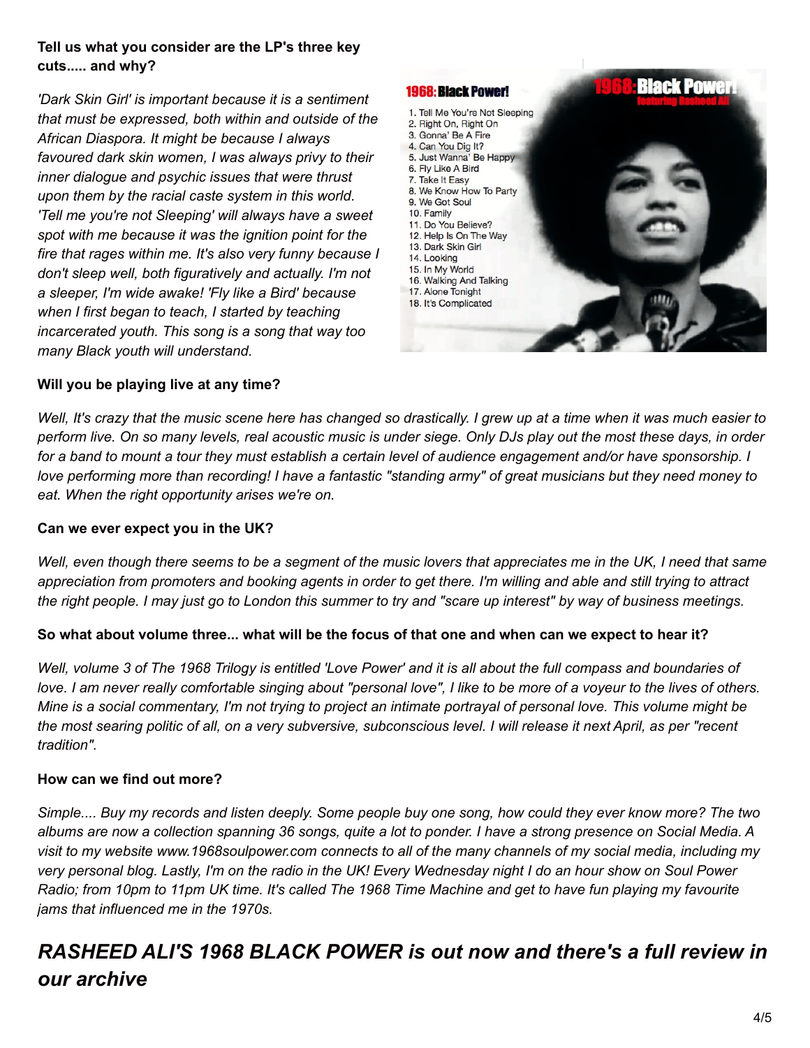**Tell us what you consider are the LP's three key cuts..... and why?**

*'Dark Skin Girl' is important because it is a sentiment that must be expressed, both within and outside of the African Diaspora. It might be because I always favoured dark skin women, I was always privy to their inner dialogue and psychic issues that were thrust upon them by the racial caste system in this world. 'Tell me you're not Sleeping' will always have a sweet spot with me because it was the ignition point for the fire that rages within me. It's also very funny because I don't sleep well, both figuratively and actually. I'm not a sleeper, I'm wide awake! 'Fly like a Bird' because when I first began to teach, I started by teaching incarcerated youth. This song is a song that way too many Black youth will understand.*

**1968: Black Power!**

1. Tell Me You're Not Sleeping
2. Right On, Right On
3. Gonna' Be A Fire
4. Can You Dig It?
5. Just Wanna' Be Happy
6. Fly Like A Bird
7. Take It Easy
8. We Know How To Party
9. We Got Soul
10. Family
11. Do You Believe?
12. Help Is On The Way
13. Dark Skin Girl
14. Looking
15. In My World
16. Walking And Talking
17. Alone Tonight
18. It's Complicated

**Will you be playing live at any time?**

*Well, It's crazy that the music scene here has changed so drastically. I grew up at a time when it was much easier to perform live. On so many levels, real acoustic music is under siege. Only DJs play out the most these days, in order for a band to mount a tour they must establish a certain level of audience engagement and/or have sponsorship. I love performing more than recording! I have a fantastic "standing army" of great musicians but they need money to eat. When the right opportunity arises we're on.*

**Can we ever expect you in the UK?**

*Well, even though there seems to be a segment of the music lovers that appreciates me in the UK, I need that same appreciation from promoters and booking agents in order to get there. I'm willing and able and still trying to attract the right people. I may just go to London this summer to try and "scare up interest" by way of business meetings.*

**So what about volume three... what will be the focus of that one and when can we expect to hear it?**

*Well, volume 3 of The 1968 Trilogy is entitled 'Love Power' and it is all about the full compass and boundaries of love. I am never really comfortable singing about "personal love", I like to be more of a voyeur to the lives of others. Mine is a social commentary, I'm not trying to project an intimate portrayal of personal love. This volume might be the most searing politic of all, on a very subversive, subconscious level. I will release it next April, as per "recent tradition".*

**How can we find out more?**

*Simple.... Buy my records and listen deeply. Some people buy one song, how could they ever know more? The two albums are now a collection spanning 36 songs, quite a lot to ponder. I have a strong presence on Social Media. A visit to my website www.1968soulpower.com connects to all of the many channels of my social media, including my very personal blog. Lastly, I'm on the radio in the UK! Every Wednesday night I do an hour show on Soul Power Radio; from 10pm to 11pm UK time. It's called The 1968 Time Machine and get to have fun playing my favourite jams that influenced me in the 1970s.*

## *RASHEED ALI'S 1968 BLACK POWER is out now and there's a full review in our archive*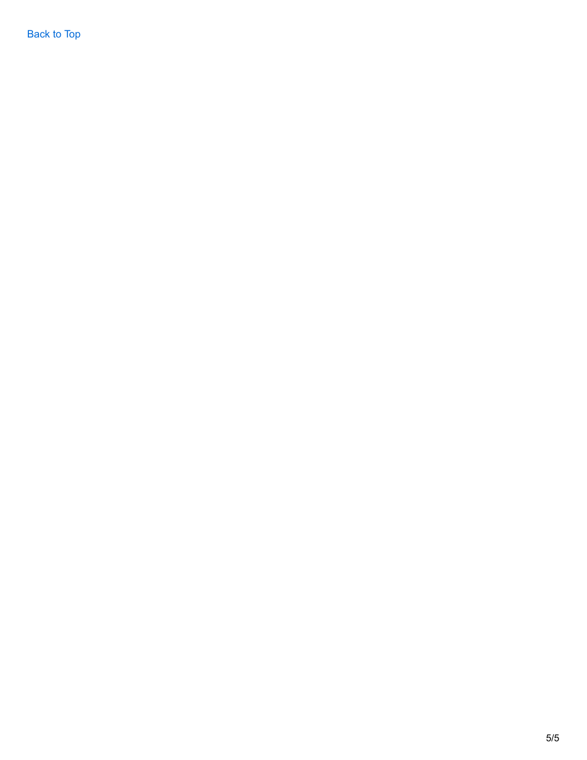Back to Top